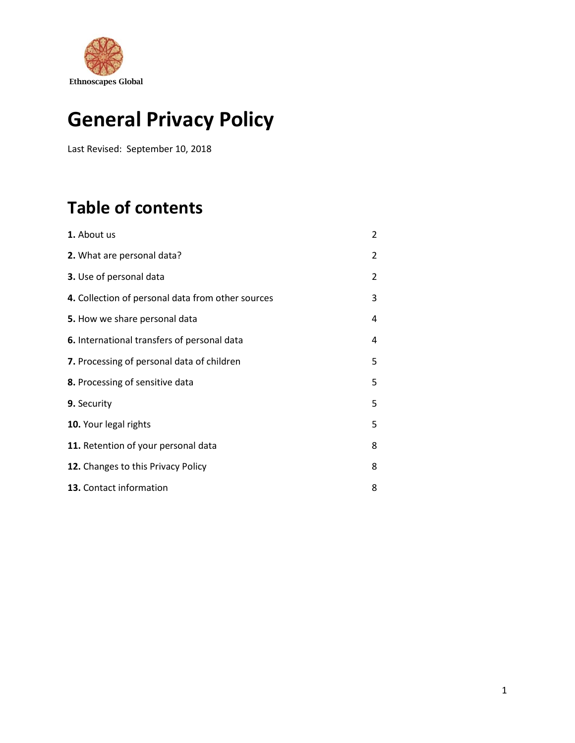Ethnoscapes Global

# General Privacy Policy

Last Revised: September 10, 2018

## Table of contents

| | |
|---|---|
| **1.** About us | 2 |
| **2.** What are personal data? | 2 |
| **3.** Use of personal data | 2 |
| **4.** Collection of personal data from other sources | 3 |
| **5.** How we share personal data | 4 |
| **6.** International transfers of personal data | 4 |
| **7.** Processing of personal data of children | 5 |
| **8.** Processing of sensitive data | 5 |
| **9.** Security | 5 |
| **10.** Your legal rights | 5 |
| **11.** Retention of your personal data | 8 |
| **12.** Changes to this Privacy Policy | 8 |
| **13.** Contact information | 8 |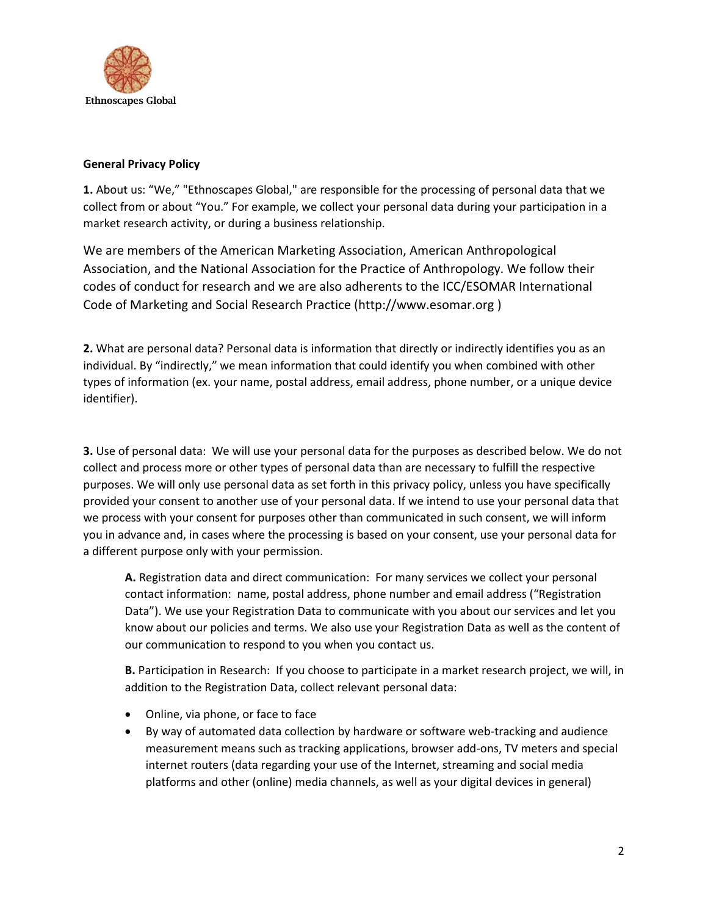Ethnoscapes Global

**General Privacy Policy**

**1.** About us: "We," "Ethnoscapes Global," are responsible for the processing of personal data that we collect from or about "You." For example, we collect your personal data during your participation in a market research activity, or during a business relationship.

We are members of the American Marketing Association, American Anthropological Association, and the National Association for the Practice of Anthropology. We follow their codes of conduct for research and we are also adherents to the ICC/ESOMAR International Code of Marketing and Social Research Practice (http://www.esomar.org )

**2.** What are personal data? Personal data is information that directly or indirectly identifies you as an individual. By "indirectly," we mean information that could identify you when combined with other types of information (ex. your name, postal address, email address, phone number, or a unique device identifier).

**3.** Use of personal data: We will use your personal data for the purposes as described below. We do not collect and process more or other types of personal data than are necessary to fulfill the respective purposes. We will only use personal data as set forth in this privacy policy, unless you have specifically provided your consent to another use of your personal data. If we intend to use your personal data that we process with your consent for purposes other than communicated in such consent, we will inform you in advance and, in cases where the processing is based on your consent, use your personal data for a different purpose only with your permission.

**A.** Registration data and direct communication: For many services we collect your personal contact information: name, postal address, phone number and email address ("Registration Data"). We use your Registration Data to communicate with you about our services and let you know about our policies and terms. We also use your Registration Data as well as the content of our communication to respond to you when you contact us.

**B.** Participation in Research: If you choose to participate in a market research project, we will, in addition to the Registration Data, collect relevant personal data:

- Online, via phone, or face to face
- By way of automated data collection by hardware or software web-tracking and audience measurement means such as tracking applications, browser add-ons, TV meters and special internet routers (data regarding your use of the Internet, streaming and social media platforms and other (online) media channels, as well as your digital devices in general)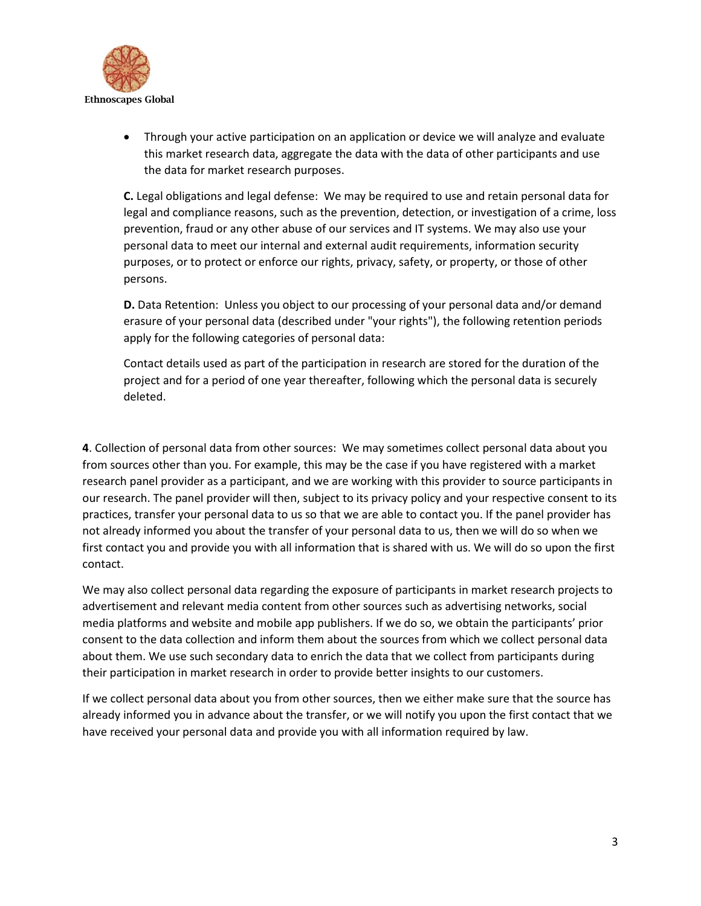- Through your active participation on an application or device we will analyze and evaluate this market research data, aggregate the data with the data of other participants and use the data for market research purposes.

**C.** Legal obligations and legal defense: We may be required to use and retain personal data for legal and compliance reasons, such as the prevention, detection, or investigation of a crime, loss prevention, fraud or any other abuse of our services and IT systems. We may also use your personal data to meet our internal and external audit requirements, information security purposes, or to protect or enforce our rights, privacy, safety, or property, or those of other persons.

**D.** Data Retention: Unless you object to our processing of your personal data and/or demand erasure of your personal data (described under "your rights"), the following retention periods apply for the following categories of personal data:

Contact details used as part of the participation in research are stored for the duration of the project and for a period of one year thereafter, following which the personal data is securely deleted.

**4**. Collection of personal data from other sources: We may sometimes collect personal data about you from sources other than you. For example, this may be the case if you have registered with a market research panel provider as a participant, and we are working with this provider to source participants in our research. The panel provider will then, subject to its privacy policy and your respective consent to its practices, transfer your personal data to us so that we are able to contact you. If the panel provider has not already informed you about the transfer of your personal data to us, then we will do so when we first contact you and provide you with all information that is shared with us. We will do so upon the first contact.

We may also collect personal data regarding the exposure of participants in market research projects to advertisement and relevant media content from other sources such as advertising networks, social media platforms and website and mobile app publishers. If we do so, we obtain the participants' prior consent to the data collection and inform them about the sources from which we collect personal data about them. We use such secondary data to enrich the data that we collect from participants during their participation in market research in order to provide better insights to our customers.

If we collect personal data about you from other sources, then we either make sure that the source has already informed you in advance about the transfer, or we will notify you upon the first contact that we have received your personal data and provide you with all information required by law.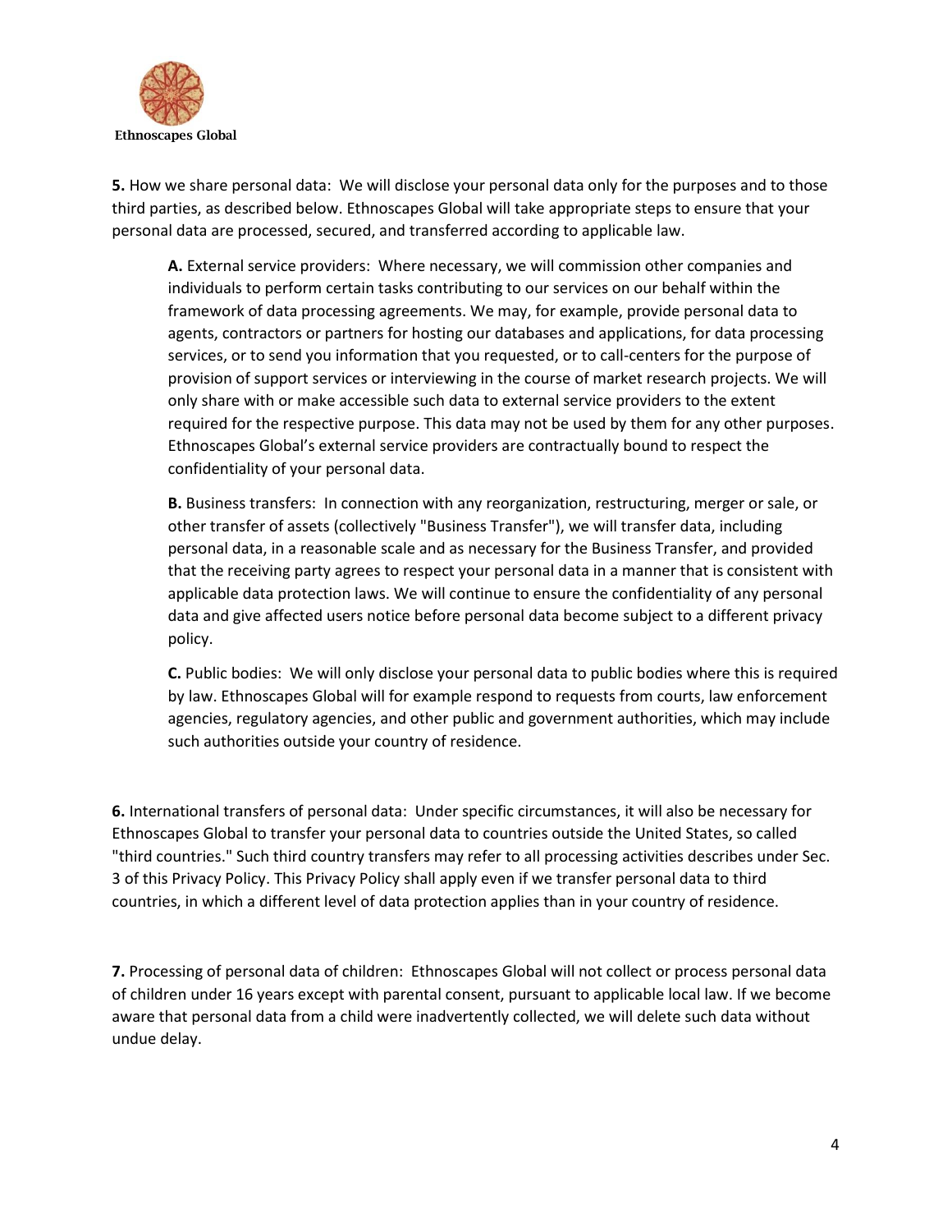**5.** How we share personal data: We will disclose your personal data only for the purposes and to those third parties, as described below. Ethnoscapes Global will take appropriate steps to ensure that your personal data are processed, secured, and transferred according to applicable law.

> **A.** External service providers: Where necessary, we will commission other companies and individuals to perform certain tasks contributing to our services on our behalf within the framework of data processing agreements. We may, for example, provide personal data to agents, contractors or partners for hosting our databases and applications, for data processing services, or to send you information that you requested, or to call-centers for the purpose of provision of support services or interviewing in the course of market research projects. We will only share with or make accessible such data to external service providers to the extent required for the respective purpose. This data may not be used by them for any other purposes. Ethnoscapes Global's external service providers are contractually bound to respect the confidentiality of your personal data.
>
> **B.** Business transfers: In connection with any reorganization, restructuring, merger or sale, or other transfer of assets (collectively "Business Transfer"), we will transfer data, including personal data, in a reasonable scale and as necessary for the Business Transfer, and provided that the receiving party agrees to respect your personal data in a manner that is consistent with applicable data protection laws. We will continue to ensure the confidentiality of any personal data and give affected users notice before personal data become subject to a different privacy policy.
>
> **C.** Public bodies: We will only disclose your personal data to public bodies where this is required by law. Ethnoscapes Global will for example respond to requests from courts, law enforcement agencies, regulatory agencies, and other public and government authorities, which may include such authorities outside your country of residence.

**6.** International transfers of personal data: Under specific circumstances, it will also be necessary for Ethnoscapes Global to transfer your personal data to countries outside the United States, so called "third countries." Such third country transfers may refer to all processing activities describes under Sec. 3 of this Privacy Policy. This Privacy Policy shall apply even if we transfer personal data to third countries, in which a different level of data protection applies than in your country of residence.

**7.** Processing of personal data of children: Ethnoscapes Global will not collect or process personal data of children under 16 years except with parental consent, pursuant to applicable local law. If we become aware that personal data from a child were inadvertently collected, we will delete such data without undue delay.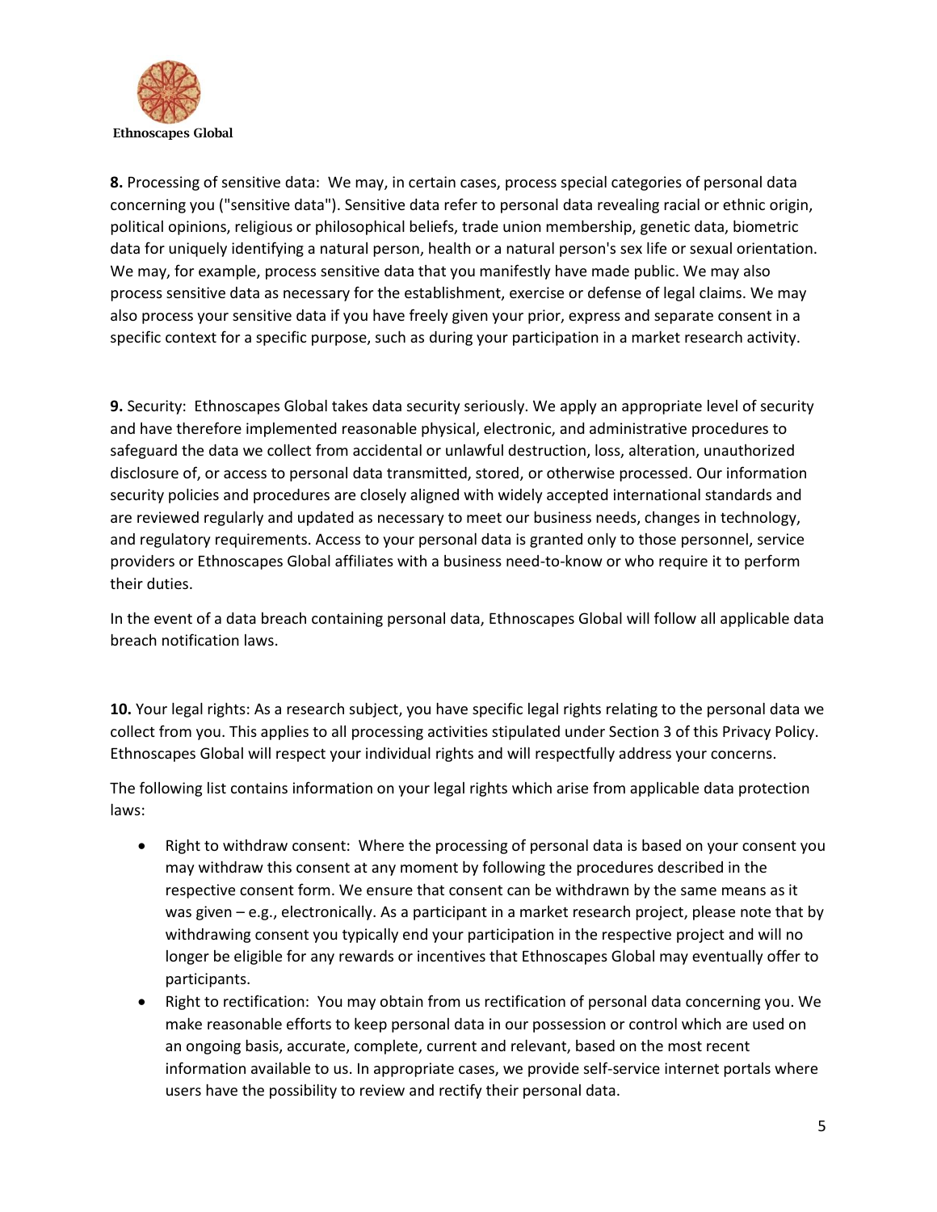**8.** Processing of sensitive data: We may, in certain cases, process special categories of personal data concerning you ("sensitive data"). Sensitive data refer to personal data revealing racial or ethnic origin, political opinions, religious or philosophical beliefs, trade union membership, genetic data, biometric data for uniquely identifying a natural person, health or a natural person's sex life or sexual orientation. We may, for example, process sensitive data that you manifestly have made public. We may also process sensitive data as necessary for the establishment, exercise or defense of legal claims. We may also process your sensitive data if you have freely given your prior, express and separate consent in a specific context for a specific purpose, such as during your participation in a market research activity.

**9.** Security: Ethnoscapes Global takes data security seriously. We apply an appropriate level of security and have therefore implemented reasonable physical, electronic, and administrative procedures to safeguard the data we collect from accidental or unlawful destruction, loss, alteration, unauthorized disclosure of, or access to personal data transmitted, stored, or otherwise processed. Our information security policies and procedures are closely aligned with widely accepted international standards and are reviewed regularly and updated as necessary to meet our business needs, changes in technology, and regulatory requirements. Access to your personal data is granted only to those personnel, service providers or Ethnoscapes Global affiliates with a business need-to-know or who require it to perform their duties.

In the event of a data breach containing personal data, Ethnoscapes Global will follow all applicable data breach notification laws.

**10.** Your legal rights: As a research subject, you have specific legal rights relating to the personal data we collect from you. This applies to all processing activities stipulated under Section 3 of this Privacy Policy. Ethnoscapes Global will respect your individual rights and will respectfully address your concerns.

The following list contains information on your legal rights which arise from applicable data protection laws:

- Right to withdraw consent: Where the processing of personal data is based on your consent you may withdraw this consent at any moment by following the procedures described in the respective consent form. We ensure that consent can be withdrawn by the same means as it was given – e.g., electronically. As a participant in a market research project, please note that by withdrawing consent you typically end your participation in the respective project and will no longer be eligible for any rewards or incentives that Ethnoscapes Global may eventually offer to participants.
- Right to rectification: You may obtain from us rectification of personal data concerning you. We make reasonable efforts to keep personal data in our possession or control which are used on an ongoing basis, accurate, complete, current and relevant, based on the most recent information available to us. In appropriate cases, we provide self-service internet portals where users have the possibility to review and rectify their personal data.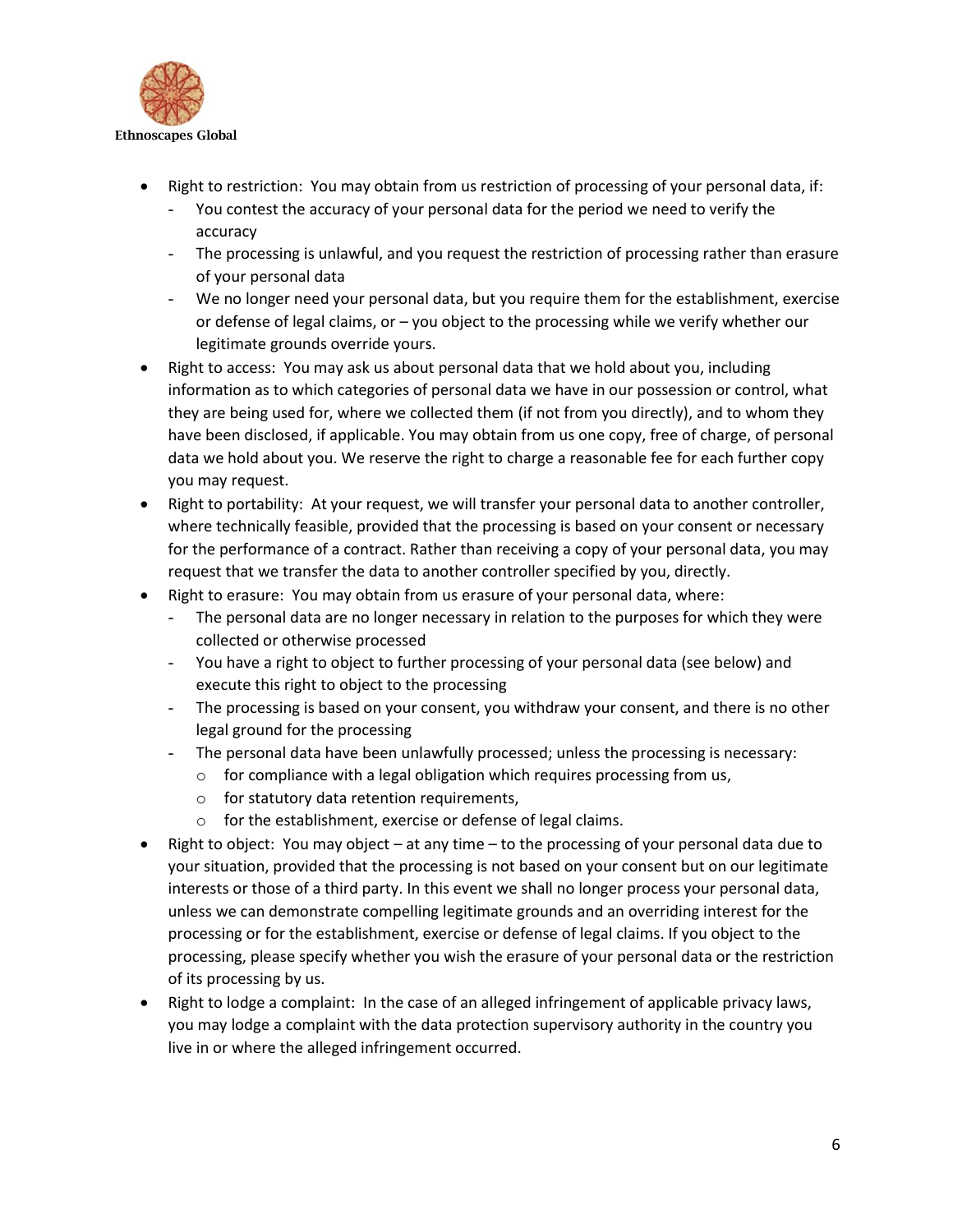- Right to restriction: You may obtain from us restriction of processing of your personal data, if:
  - You contest the accuracy of your personal data for the period we need to verify the accuracy
  - The processing is unlawful, and you request the restriction of processing rather than erasure of your personal data
  - We no longer need your personal data, but you require them for the establishment, exercise or defense of legal claims, or – you object to the processing while we verify whether our legitimate grounds override yours.
- Right to access: You may ask us about personal data that we hold about you, including information as to which categories of personal data we have in our possession or control, what they are being used for, where we collected them (if not from you directly), and to whom they have been disclosed, if applicable. You may obtain from us one copy, free of charge, of personal data we hold about you. We reserve the right to charge a reasonable fee for each further copy you may request.
- Right to portability: At your request, we will transfer your personal data to another controller, where technically feasible, provided that the processing is based on your consent or necessary for the performance of a contract. Rather than receiving a copy of your personal data, you may request that we transfer the data to another controller specified by you, directly.
- Right to erasure: You may obtain from us erasure of your personal data, where:
  - The personal data are no longer necessary in relation to the purposes for which they were collected or otherwise processed
  - You have a right to object to further processing of your personal data (see below) and execute this right to object to the processing
  - The processing is based on your consent, you withdraw your consent, and there is no other legal ground for the processing
  - The personal data have been unlawfully processed; unless the processing is necessary:
    - for compliance with a legal obligation which requires processing from us,
    - for statutory data retention requirements,
    - for the establishment, exercise or defense of legal claims.
- Right to object: You may object – at any time – to the processing of your personal data due to your situation, provided that the processing is not based on your consent but on our legitimate interests or those of a third party. In this event we shall no longer process your personal data, unless we can demonstrate compelling legitimate grounds and an overriding interest for the processing or for the establishment, exercise or defense of legal claims. If you object to the processing, please specify whether you wish the erasure of your personal data or the restriction of its processing by us.
- Right to lodge a complaint: In the case of an alleged infringement of applicable privacy laws, you may lodge a complaint with the data protection supervisory authority in the country you live in or where the alleged infringement occurred.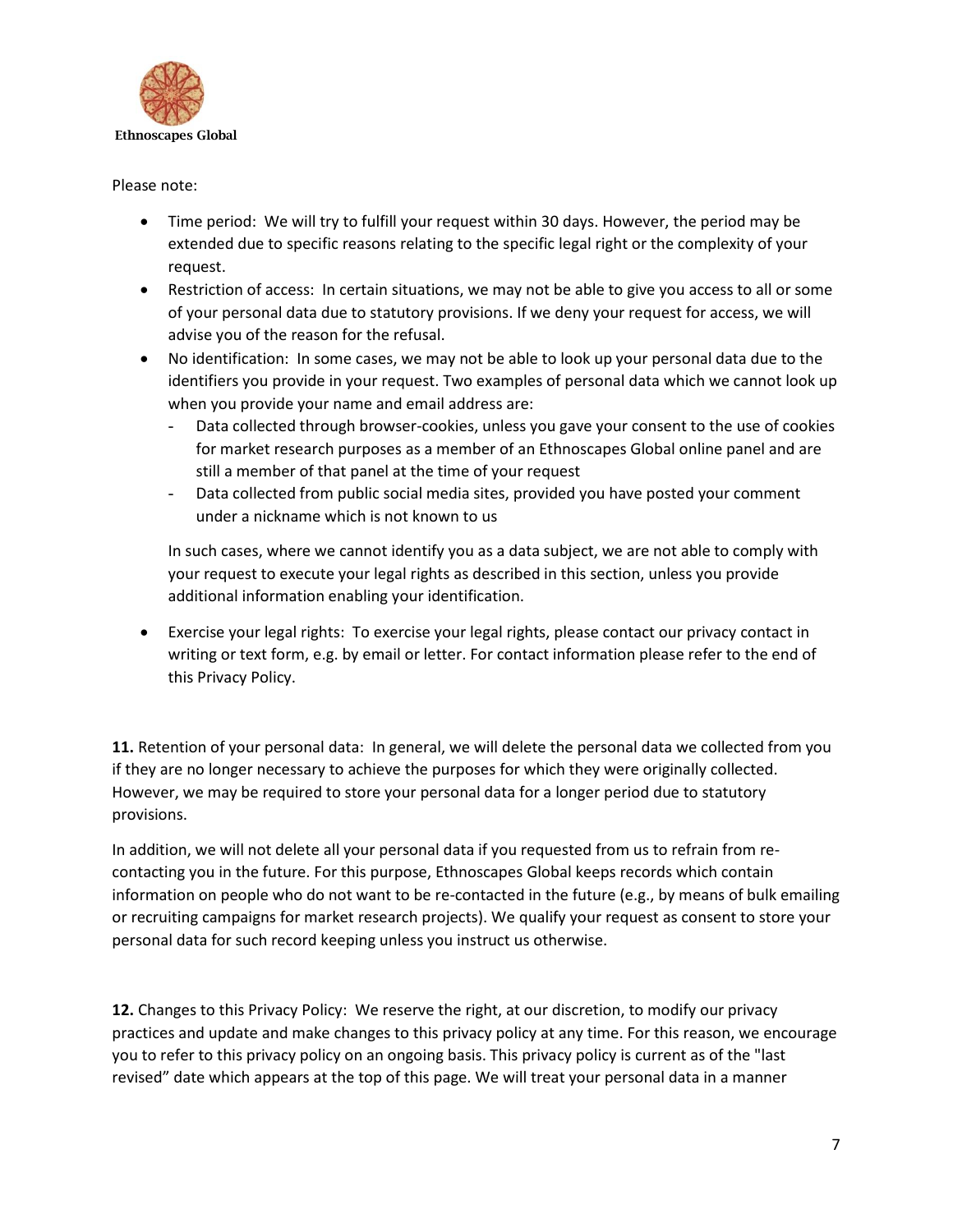Please note:

- Time period: We will try to fulfill your request within 30 days. However, the period may be extended due to specific reasons relating to the specific legal right or the complexity of your request.
- Restriction of access: In certain situations, we may not be able to give you access to all or some of your personal data due to statutory provisions. If we deny your request for access, we will advise you of the reason for the refusal.
- No identification: In some cases, we may not be able to look up your personal data due to the identifiers you provide in your request. Two examples of personal data which we cannot look up when you provide your name and email address are:
  - Data collected through browser-cookies, unless you gave your consent to the use of cookies for market research purposes as a member of an Ethnoscapes Global online panel and are still a member of that panel at the time of your request
  - Data collected from public social media sites, provided you have posted your comment under a nickname which is not known to us

  In such cases, where we cannot identify you as a data subject, we are not able to comply with your request to execute your legal rights as described in this section, unless you provide additional information enabling your identification.

- Exercise your legal rights: To exercise your legal rights, please contact our privacy contact in writing or text form, e.g. by email or letter. For contact information please refer to the end of this Privacy Policy.

**11.** Retention of your personal data: In general, we will delete the personal data we collected from you if they are no longer necessary to achieve the purposes for which they were originally collected. However, we may be required to store your personal data for a longer period due to statutory provisions.

In addition, we will not delete all your personal data if you requested from us to refrain from re-contacting you in the future. For this purpose, Ethnoscapes Global keeps records which contain information on people who do not want to be re-contacted in the future (e.g., by means of bulk emailing or recruiting campaigns for market research projects). We qualify your request as consent to store your personal data for such record keeping unless you instruct us otherwise.

**12.** Changes to this Privacy Policy: We reserve the right, at our discretion, to modify our privacy practices and update and make changes to this privacy policy at any time. For this reason, we encourage you to refer to this privacy policy on an ongoing basis. This privacy policy is current as of the "last revised" date which appears at the top of this page. We will treat your personal data in a manner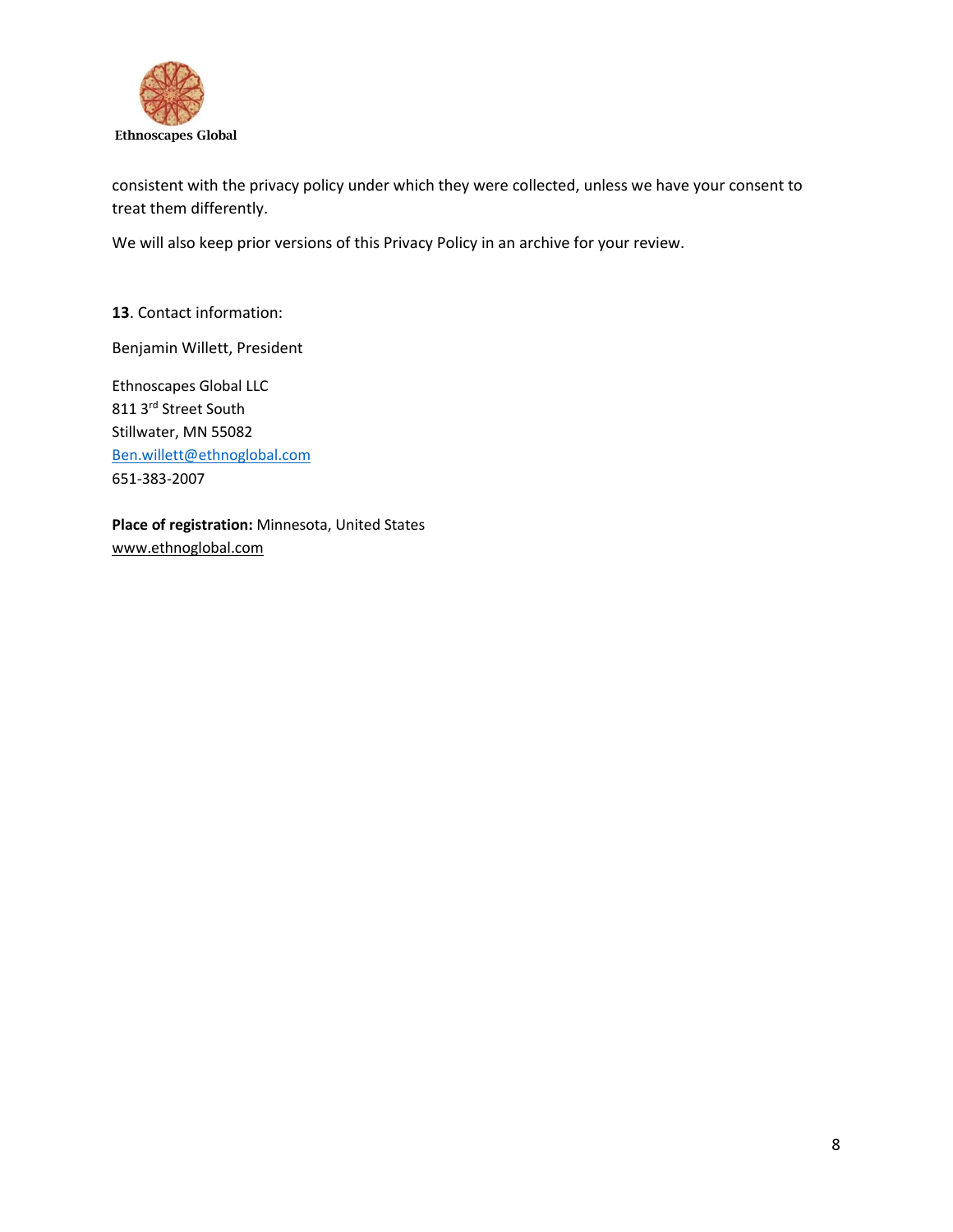consistent with the privacy policy under which they were collected, unless we have your consent to treat them differently.

We will also keep prior versions of this Privacy Policy in an archive for your review.

**13**. Contact information:

Benjamin Willett, President

Ethnoscapes Global LLC
811 3rd Street South
Stillwater, MN 55082
Ben.willett@ethnoglobal.com
651-383-2007

**Place of registration:** Minnesota, United States
www.ethnoglobal.com